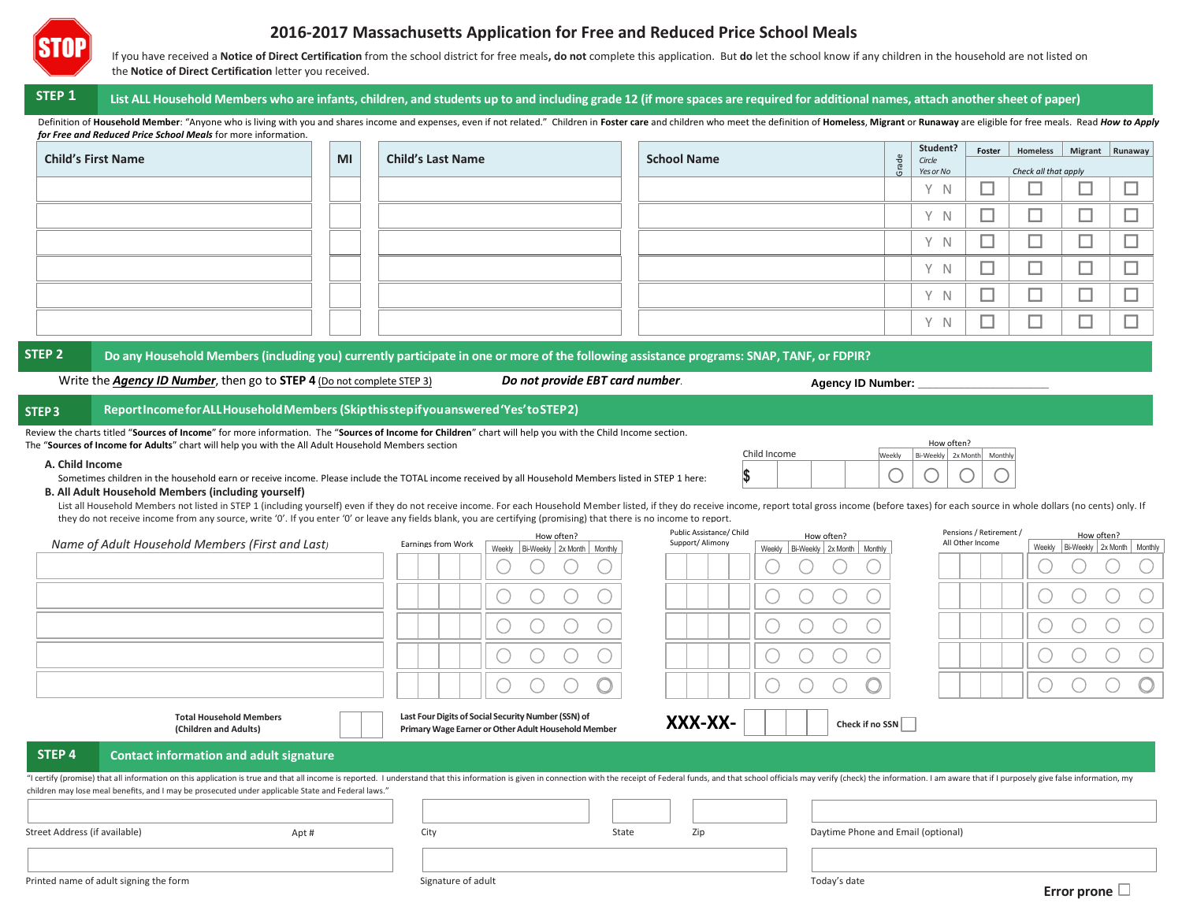# 2016-2017 Massachusetts Application for Free and Reduced Price School Meals

STOP

If you have received a **Notice of Direct Certification** from the school district for free meals, **do not** complete this application. But **do** let the school know if any children in the household are not listed on the **Notice of Direct Certification** letter you received.

## STEP 1 List ALL Household Members who are infants, children, and students up to and including grade 12 (if more spaces are required for additional names, attach another sheet of paper)

Definition of **Household Member**: "Anyone who is living with you and shares income and expenses, even if not related." Children in **Foster care** and children who meet the definition of **Homeless**, **Migrant** or **Runaway** are eligible for free meals. Read ***How to Apply for Free and Reduced Price School Meals*** for more information.

| Child's First Name | MI | Child's Last Name | School Name | Grade | Student? Circle Yes or No | Foster | Homeless | Migrant | Runaway |
|---|---|---|---|---|---|---|---|---|---|
| | | | | | | Check all that apply | | | |
| | | | | | Y N | ☐ | ☐ | ☐ | ☐ |
| | | | | | Y N | ☐ | ☐ | ☐ | ☐ |
| | | | | | Y N | ☐ | ☐ | ☐ | ☐ |
| | | | | | Y N | ☐ | ☐ | ☐ | ☐ |
| | | | | | Y N | ☐ | ☐ | ☐ | ☐ |
| | | | | | Y N | ☐ | ☐ | ☐ | ☐ |

## STEP 2 Do any Household Members (including you) currently participate in one or more of the following assistance programs: SNAP, TANF, or FDPIR?

Write the ***Agency ID Number***, then go to **STEP 4** (Do not complete STEP 3) ***Do not provide EBT card number***.

**Agency ID Number:** ____________________

## STEP 3 Report Income for ALL Household Members (Skip this step if you answered 'Yes' to STEP 2)

Review the charts titled "**Sources of Income**" for more information. The "**Sources of Income for Children**" chart will help you with the Child Income section. The "**Sources of Income for Adults**" chart will help you with the All Adult Household Members section

**A. Child Income**

Sometimes children in the household earn or receive income. Please include the TOTAL income received by all Household Members listed in STEP 1 here:

| Child Income | How often? Weekly | Bi-Weekly | 2x Month | Monthly |
|---|---|---|---|---|
| $ | ○ | ○ | ○ | ○ |

**B. All Adult Household Members (including yourself)**

List all Household Members not listed in STEP 1 (including yourself) even if they do not receive income. For each Household Member listed, if they do receive income, report total gross income (before taxes) for each source in whole dollars (no cents) only. If they do not receive income from any source, write '0'. If you enter '0' or leave any fields blank, you are certifying (promising) that there is no income to report.

| Name of Adult Household Members (First and Last) | Earnings from Work | How often? Weekly | Bi-Weekly | 2x Month | Monthly | Public Assistance/ Child Support/ Alimony | How often? Weekly | Bi-Weekly | 2x Month | Monthly | Pensions / Retirement / All Other Income | How often? Weekly | Bi-Weekly | 2x Month | Monthly |
|---|---|---|---|---|---|---|---|---|---|---|---|---|---|---|---|
| | | ○ | ○ | ○ | ○ | | ○ | ○ | ○ | ○ | | ○ | ○ | ○ | ○ |
| | | ○ | ○ | ○ | ○ | | ○ | ○ | ○ | ○ | | ○ | ○ | ○ | ○ |
| | | ○ | ○ | ○ | ○ | | ○ | ○ | ○ | ○ | | ○ | ○ | ○ | ○ |
| | | ○ | ○ | ○ | ○ | | ○ | ○ | ○ | ○ | | ○ | ○ | ○ | ○ |
| | | ○ | ○ | ○ | ○ | | ○ | ○ | ○ | ○ | | ○ | ○ | ○ | ○ |

**Total Household Members (Children and Adults)** ______

**Last Four Digits of Social Security Number (SSN) of Primary Wage Earner or Other Adult Household Member** **XXX-XX-** ______ **Check if no SSN** ☐

## STEP 4 Contact information and adult signature

"I certify (promise) that all information on this application is true and that all income is reported. I understand that this information is given in connection with the receipt of Federal funds, and that school officials may verify (check) the information. I am aware that if I purposely give false information, my children may lose meal benefits, and I may be prosecuted under applicable State and Federal laws."

Street Address (if available) ______ Apt # ______ City ______ State ______ Zip ______ Daytime Phone and Email (optional) ______

Printed name of adult signing the form ______ Signature of adult ______ Today's date ______

**Error prone** ☐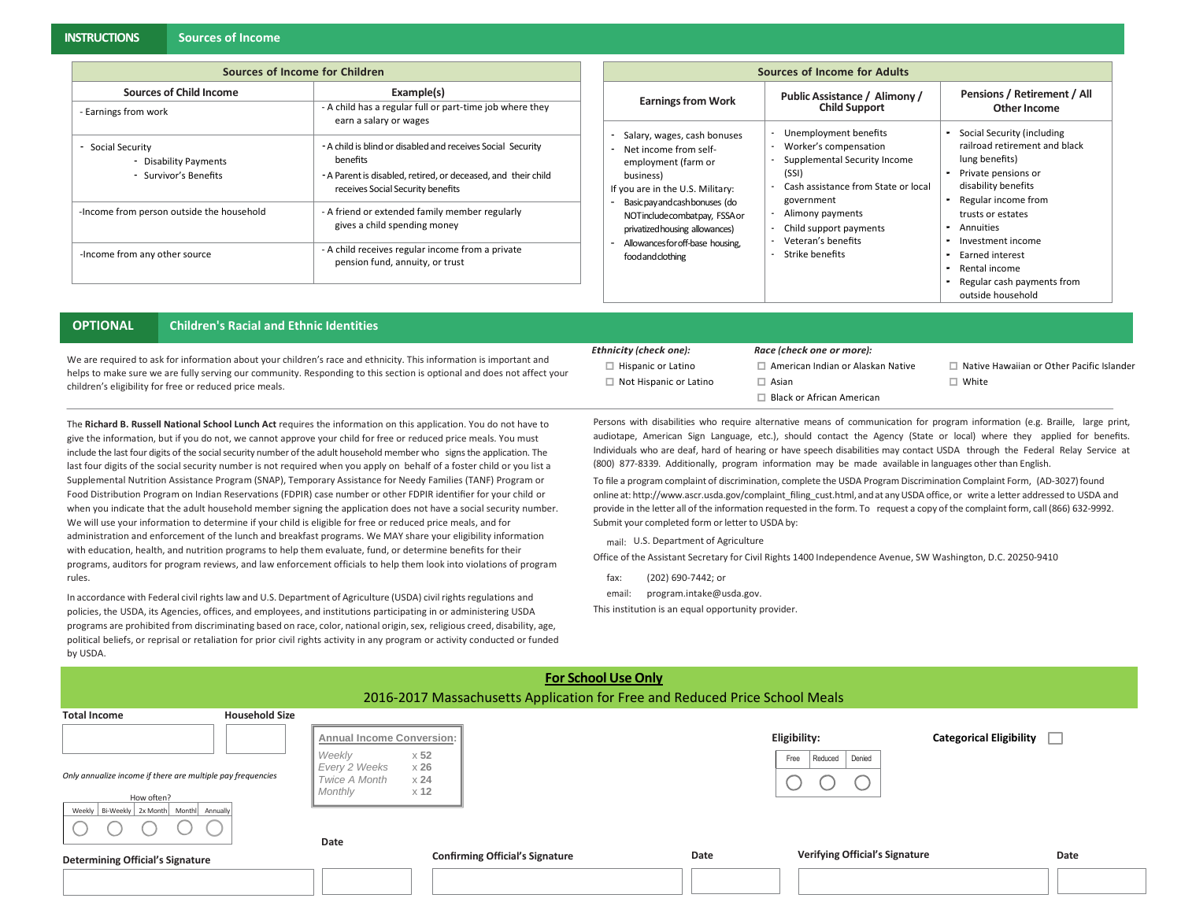## INSTRUCTIONS — Sources of Income

### Sources of Income for Children

| Sources of Child Income | Example(s) |
|---|---|
| - Earnings from work | - A child has a regular full or part-time job where they earn a salary or wages |
| - Social Security<br>- Disability Payments<br>- Survivor's Benefits | - A child is blind or disabled and receives Social Security benefits<br>- A Parent is disabled, retired, or deceased, and their child receives Social Security benefits |
| -Income from person outside the household | - A friend or extended family member regularly gives a child spending money |
| -Income from any other source | - A child receives regular income from a private pension fund, annuity, or trust |

### Sources of Income for Adults

| Earnings from Work | Public Assistance / Alimony / Child Support | Pensions / Retirement / All Other Income |
|---|---|---|
| - Salary, wages, cash bonuses<br>- Net income from self-employment (farm or business)<br>If you are in the U.S. Military:<br>- Basic pay and cash bonuses (do NOT include combat pay, FSSA or privatized housing allowances)<br>- Allowances for off-base housing, food and clothing | - Unemployment benefits<br>- Worker's compensation<br>- Supplemental Security Income (SSI)<br>- Cash assistance from State or local government<br>- Alimony payments<br>- Child support payments<br>- Veteran's benefits<br>- Strike benefits | - Social Security (including railroad retirement and black lung benefits)<br>- Private pensions or disability benefits<br>- Regular income from trusts or estates<br>- Annuities<br>- Investment income<br>- Earned interest<br>- Rental income<br>- Regular cash payments from outside household |

## OPTIONAL — Children's Racial and Ethnic Identities

We are required to ask for information about your children's race and ethnicity. This information is important and helps to make sure we are fully serving our community. Responding to this section is optional and does not affect your children's eligibility for free or reduced price meals.

*Ethnicity (check one):*

☐ Hispanic or Latino
☐ Not Hispanic or Latino

*Race (check one or more):*

☐ American Indian or Alaskan Native
☐ Asian
☐ Black or African American
☐ Native Hawaiian or Other Pacific Islander
☐ White

The **Richard B. Russell National School Lunch Act** requires the information on this application. You do not have to give the information, but if you do not, we cannot approve your child for free or reduced price meals. You must include the last four digits of the social security number of the adult household member who signs the application. The last four digits of the social security number is not required when you apply on behalf of a foster child or you list a Supplemental Nutrition Assistance Program (SNAP), Temporary Assistance for Needy Families (TANF) Program or Food Distribution Program on Indian Reservations (FDPIR) case number or other FDPIR identifier for your child or when you indicate that the adult household member signing the application does not have a social security number. We will use your information to determine if your child is eligible for free or reduced price meals, and for administration and enforcement of the lunch and breakfast programs. We MAY share your eligibility information with education, health, and nutrition programs to help them evaluate, fund, or determine benefits for their programs, auditors for program reviews, and law enforcement officials to help them look into violations of program rules.

In accordance with Federal civil rights law and U.S. Department of Agriculture (USDA) civil rights regulations and policies, the USDA, its Agencies, offices, and employees, and institutions participating in or administering USDA programs are prohibited from discriminating based on race, color, national origin, sex, religious creed, disability, age, political beliefs, or reprisal or retaliation for prior civil rights activity in any program or activity conducted or funded by USDA.

Persons with disabilities who require alternative means of communication for program information (e.g. Braille, large print, audiotape, American Sign Language, etc.), should contact the Agency (State or local) where they applied for benefits. Individuals who are deaf, hard of hearing or have speech disabilities may contact USDA through the Federal Relay Service at (800) 877-8339. Additionally, program information may be made available in languages other than English.

To file a program complaint of discrimination, complete the USDA Program Discrimination Complaint Form, (AD-3027) found online at: http://www.ascr.usda.gov/complaint_filing_cust.html, and at any USDA office, or write a letter addressed to USDA and provide in the letter all of the information requested in the form. To request a copy of the complaint form, call (866) 632-9992. Submit your completed form or letter to USDA by:

mail: U.S. Department of Agriculture

Office of the Assistant Secretary for Civil Rights 1400 Independence Avenue, SW Washington, D.C. 20250-9410

fax: (202) 690-7442; or

email: program.intake@usda.gov.

This institution is an equal opportunity provider.

## For School Use Only

### 2016-2017 Massachusetts Application for Free and Reduced Price School Meals

**Total Income** ____________ **Household Size** ____________

*Only annualize income if there are multiple pay frequencies*

How often?

| Weekly | Bi-Weekly | 2x Month | Monthl | Annually |
|---|---|---|---|---|
| ◯ | ◯ | ◯ | ◯ | ◯ |

**Annual Income Conversion:**

| | |
|---|---|
| Weekly | x 52 |
| Every 2 Weeks | x 26 |
| Twice A Month | x 24 |
| Monthly | x 12 |

**Eligibility:**

| Free | Reduced | Denied |
|---|---|---|
| ◯ | ◯ | ◯ |

**Categorical Eligibility** ☐

**Determining Official's Signature** ____________ **Date** ____________

**Confirming Official's Signature** ____________ **Date** ____________

**Verifying Official's Signature** ____________ **Date** ____________